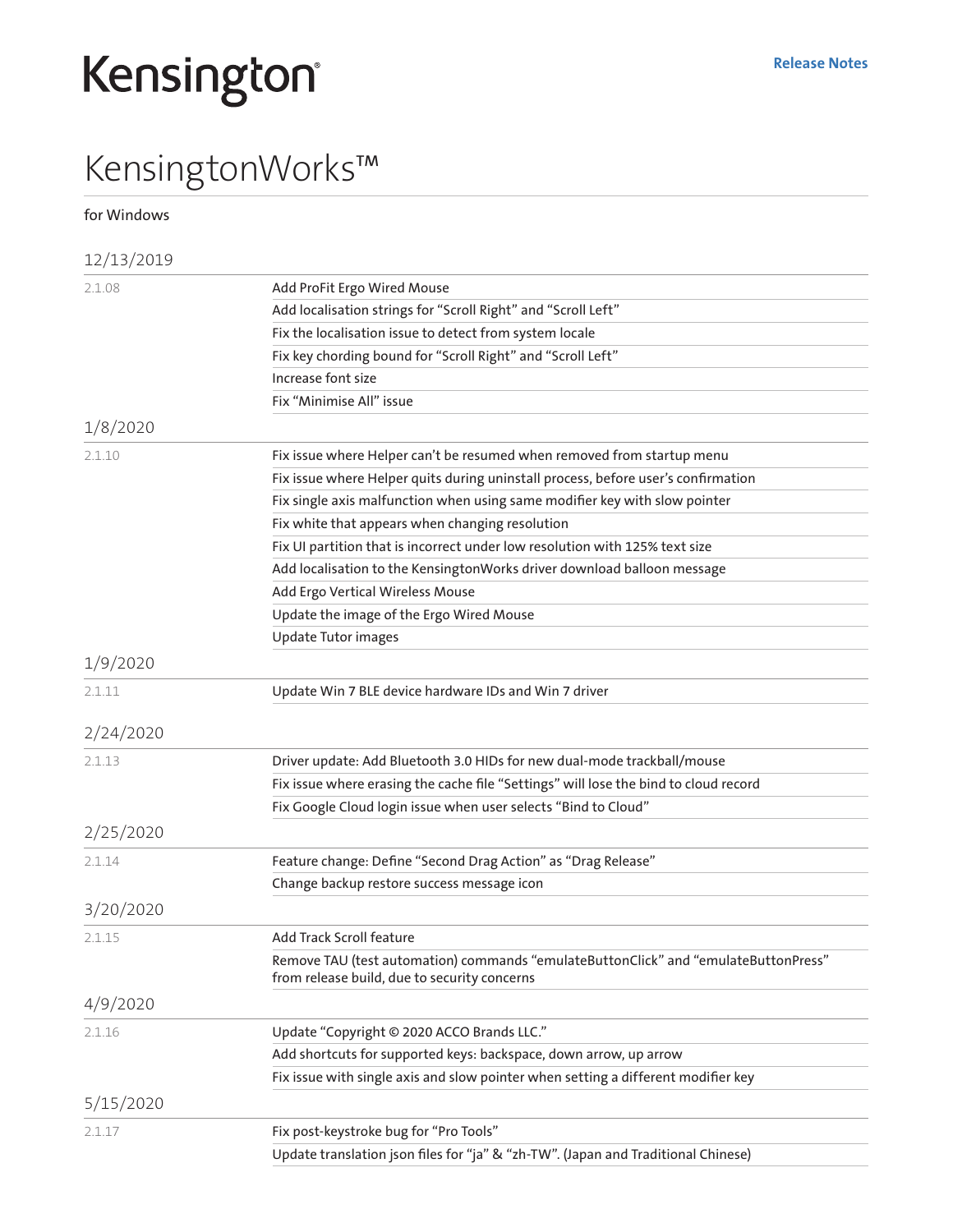Kensington

Release Notes

# KensingtonWorks™

for Windows

## 12/13/2019

| Version | Changes |
| --- | --- |
| 2.1.08 | Add ProFit Ergo Wired Mouse |
| | Add localisation strings for "Scroll Right" and "Scroll Left" |
| | Fix the localisation issue to detect from system locale |
| | Fix key chording bound for "Scroll Right" and "Scroll Left" |
| | Increase font size |
| | Fix "Minimise All" issue |

## 1/8/2020

| Version | Changes |
| --- | --- |
| 2.1.10 | Fix issue where Helper can't be resumed when removed from startup menu |
| | Fix issue where Helper quits during uninstall process, before user's confirmation |
| | Fix single axis malfunction when using same modifier key with slow pointer |
| | Fix white that appears when changing resolution |
| | Fix UI partition that is incorrect under low resolution with 125% text size |
| | Add localisation to the KensingtonWorks driver download balloon message |
| | Add Ergo Vertical Wireless Mouse |
| | Update the image of the Ergo Wired Mouse |
| | Update Tutor images |

## 1/9/2020

| Version | Changes |
| --- | --- |
| 2.1.11 | Update Win 7 BLE device hardware IDs and Win 7 driver |

## 2/24/2020

| Version | Changes |
| --- | --- |
| 2.1.13 | Driver update: Add Bluetooth 3.0 HIDs for new dual-mode trackball/mouse |
| | Fix issue where erasing the cache file "Settings" will lose the bind to cloud record |
| | Fix Google Cloud login issue when user selects "Bind to Cloud" |

## 2/25/2020

| Version | Changes |
| --- | --- |
| 2.1.14 | Feature change: Define "Second Drag Action" as "Drag Release" |
| | Change backup restore success message icon |

## 3/20/2020

| Version | Changes |
| --- | --- |
| 2.1.15 | Add Track Scroll feature |
| | Remove TAU (test automation) commands "emulateButtonClick" and "emulateButtonPress" from release build, due to security concerns |

## 4/9/2020

| Version | Changes |
| --- | --- |
| 2.1.16 | Update "Copyright © 2020 ACCO Brands LLC." |
| | Add shortcuts for supported keys: backspace, down arrow, up arrow |
| | Fix issue with single axis and slow pointer when setting a different modifier key |

## 5/15/2020

| Version | Changes |
| --- | --- |
| 2.1.17 | Fix post-keystroke bug for "Pro Tools" |
| | Update translation json files for "ja" & "zh-TW". (Japan and Traditional Chinese) |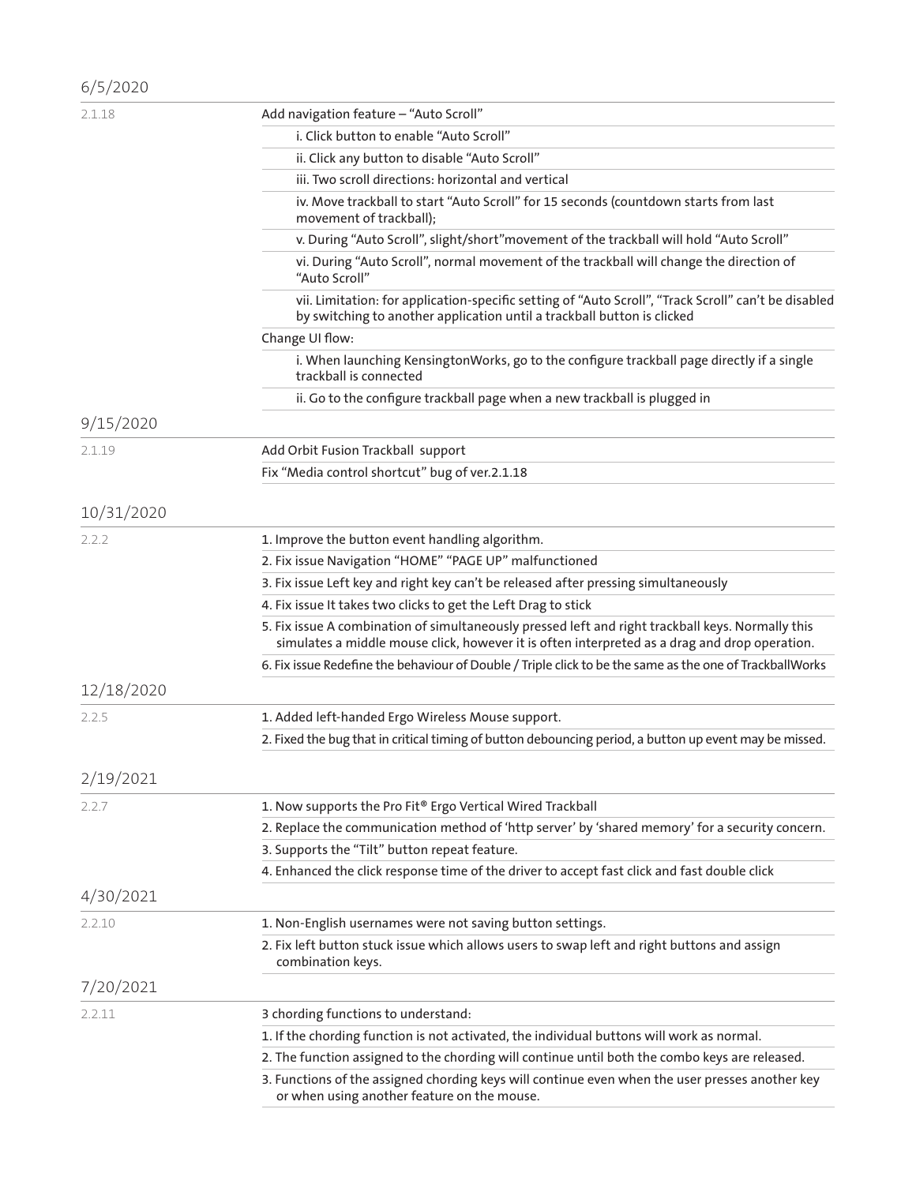## 6/5/2020

| | |
|---|---|
| 2.1.18 | Add navigation feature – "Auto Scroll" |
| | i. Click button to enable "Auto Scroll" |
| | ii. Click any button to disable "Auto Scroll" |
| | iii. Two scroll directions: horizontal and vertical |
| | iv. Move trackball to start "Auto Scroll" for 15 seconds (countdown starts from last movement of trackball); |
| | v. During "Auto Scroll", slight/short"movement of the trackball will hold "Auto Scroll" |
| | vi. During "Auto Scroll", normal movement of the trackball will change the direction of "Auto Scroll" |
| | vii. Limitation: for application-specific setting of "Auto Scroll", "Track Scroll" can't be disabled by switching to another application until a trackball button is clicked |
| | Change UI flow: |
| | i. When launching KensingtonWorks, go to the configure trackball page directly if a single trackball is connected |
| | ii. Go to the configure trackball page when a new trackball is plugged in |

## 9/15/2020

| | |
|---|---|
| 2.1.19 | Add Orbit Fusion Trackball support |
| | Fix "Media control shortcut" bug of ver.2.1.18 |

## 10/31/2020

| | |
|---|---|
| 2.2.2 | 1. Improve the button event handling algorithm. |
| | 2. Fix issue Navigation "HOME" "PAGE UP" malfunctioned |
| | 3. Fix issue Left key and right key can't be released after pressing simultaneously |
| | 4. Fix issue It takes two clicks to get the Left Drag to stick |
| | 5. Fix issue A combination of simultaneously pressed left and right trackball keys. Normally this simulates a middle mouse click, however it is often interpreted as a drag and drop operation. |
| | 6. Fix issue Redefine the behaviour of Double / Triple click to be the same as the one of TrackballWorks |

## 12/18/2020

| | |
|---|---|
| 2.2.5 | 1. Added left-handed Ergo Wireless Mouse support. |
| | 2. Fixed the bug that in critical timing of button debouncing period, a button up event may be missed. |

## 2/19/2021

| | |
|---|---|
| 2.2.7 | 1. Now supports the Pro Fit® Ergo Vertical Wired Trackball |
| | 2. Replace the communication method of 'http server' by 'shared memory' for a security concern. |
| | 3. Supports the "Tilt" button repeat feature. |
| | 4. Enhanced the click response time of the driver to accept fast click and fast double click |

## 4/30/2021

| | |
|---|---|
| 2.2.10 | 1. Non-English usernames were not saving button settings. |
| | 2. Fix left button stuck issue which allows users to swap left and right buttons and assign combination keys. |

## 7/20/2021

| | |
|---|---|
| 2.2.11 | 3 chording functions to understand: |
| | 1. If the chording function is not activated, the individual buttons will work as normal. |
| | 2. The function assigned to the chording will continue until both the combo keys are released. |
| | 3. Functions of the assigned chording keys will continue even when the user presses another key or when using another feature on the mouse. |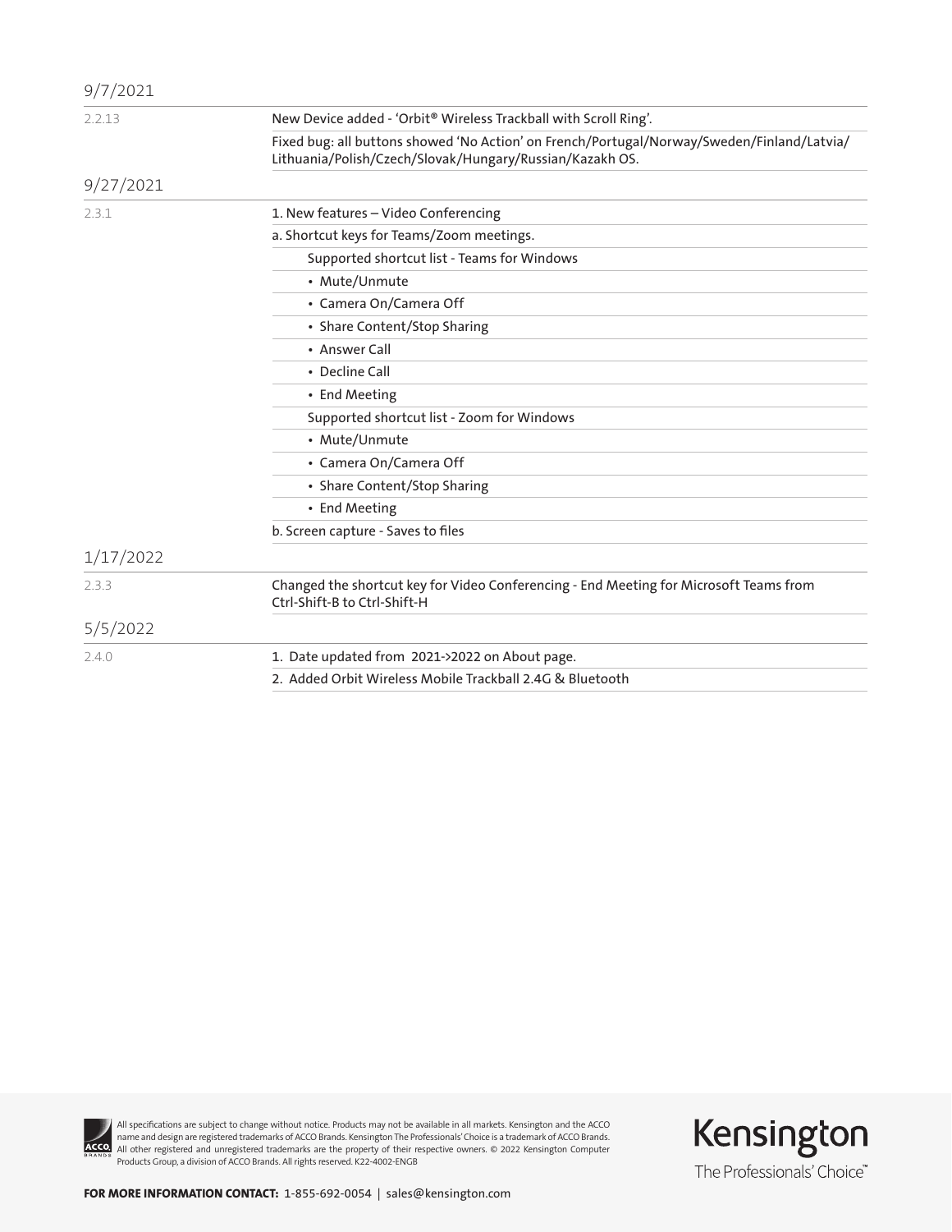## 9/7/2021

| | |
|---|---|
| 2.2.13 | New Device added - 'Orbit® Wireless Trackball with Scroll Ring'. |
| | Fixed bug: all buttons showed 'No Action' on French/Portugal/Norway/Sweden/Finland/Latvia/ Lithuania/Polish/Czech/Slovak/Hungary/Russian/Kazakh OS. |

## 9/27/2021

| | |
|---|---|
| 2.3.1 | 1. New features – Video Conferencing |
| | a. Shortcut keys for Teams/Zoom meetings. |
| | Supported shortcut list - Teams for Windows |
| | • Mute/Unmute |
| | • Camera On/Camera Off |
| | • Share Content/Stop Sharing |
| | • Answer Call |
| | • Decline Call |
| | • End Meeting |
| | Supported shortcut list - Zoom for Windows |
| | • Mute/Unmute |
| | • Camera On/Camera Off |
| | • Share Content/Stop Sharing |
| | • End Meeting |
| | b. Screen capture - Saves to files |

## 1/17/2022

| | |
|---|---|
| 2.3.3 | Changed the shortcut key for Video Conferencing - End Meeting for Microsoft Teams from Ctrl-Shift-B to Ctrl-Shift-H |

## 5/5/2022

| | |
|---|---|
| 2.4.0 | 1. Date updated from 2021->2022 on About page. |
| | 2. Added Orbit Wireless Mobile Trackball 2.4G & Bluetooth |

All specifications are subject to change without notice. Products may not be available in all markets. Kensington and the ACCO name and design are registered trademarks of ACCO Brands. Kensington The Professionals' Choice is a trademark of ACCO Brands. All other registered and unregistered trademarks are the property of their respective owners. © 2022 Kensington Computer Products Group, a division of ACCO Brands. All rights reserved. K22-4002-ENGB

Kensington

The Professionals' Choice™

**FOR MORE INFORMATION CONTACT:** 1-855-692-0054 | sales@kensington.com